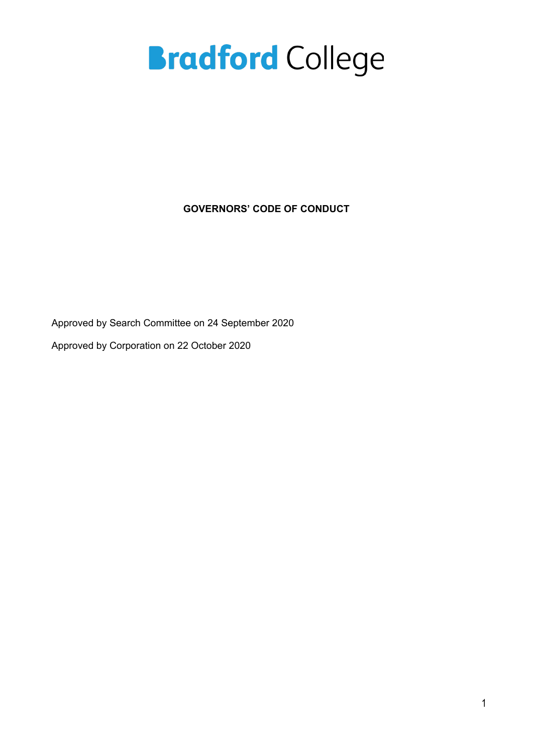# Bradford College

**GOVERNORS' CODE OF CONDUCT**

Approved by Search Committee on 24 September 2020

Approved by Corporation on 22 October 2020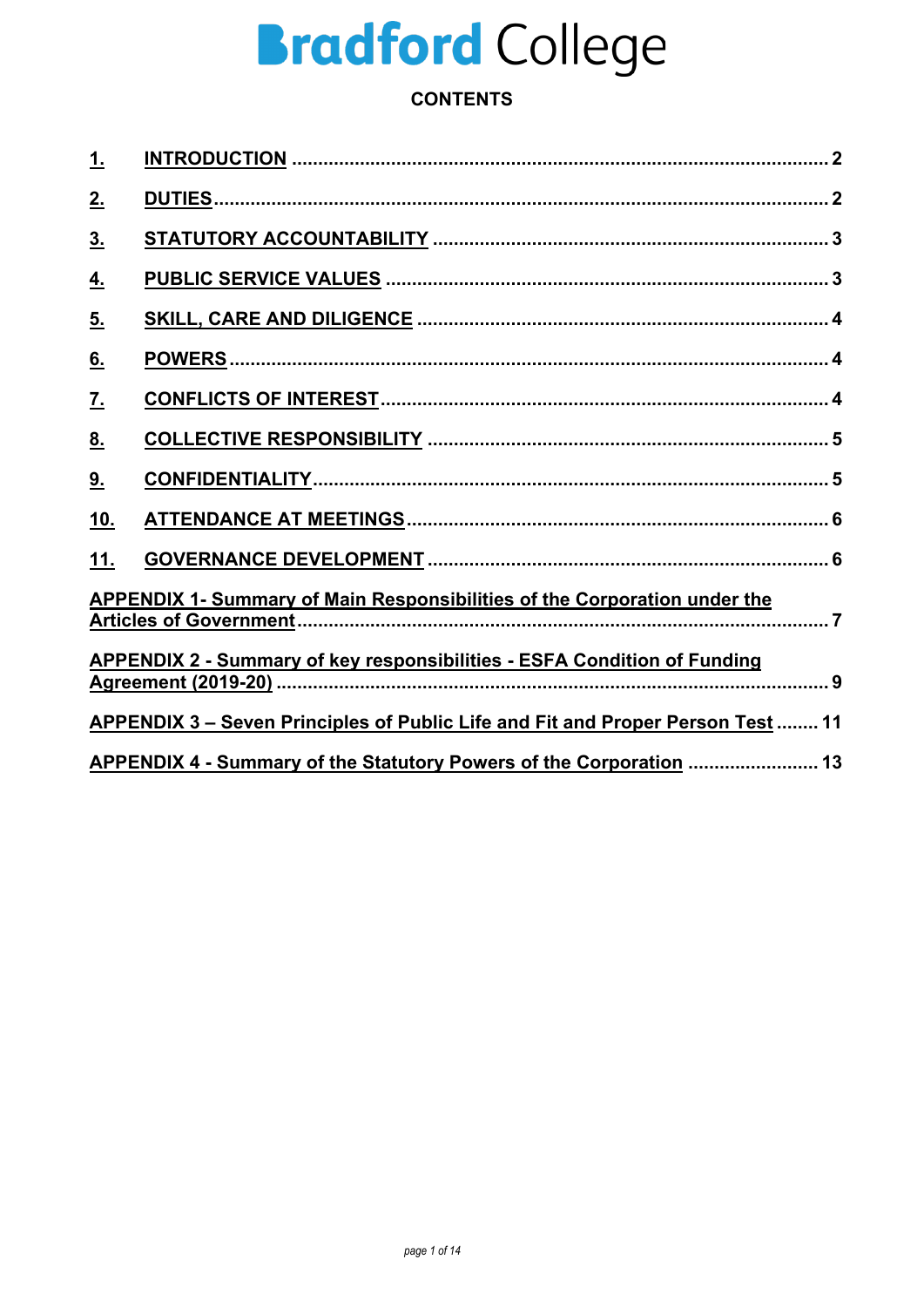# Bradford College

**CONTENTS**

| | | |
|---|---|---|
| 1. | INTRODUCTION | 2 |
| 2. | DUTIES | 2 |
| 3. | STATUTORY ACCOUNTABILITY | 3 |
| 4. | PUBLIC SERVICE VALUES | 3 |
| 5. | SKILL, CARE AND DILIGENCE | 4 |
| 6. | POWERS | 4 |
| 7. | CONFLICTS OF INTEREST | 4 |
| 8. | COLLECTIVE RESPONSIBILITY | 5 |
| 9. | CONFIDENTIALITY | 5 |
| 10. | ATTENDANCE AT MEETINGS | 6 |
| 11. | GOVERNANCE DEVELOPMENT | 6 |
| | APPENDIX 1- Summary of Main Responsibilities of the Corporation under the Articles of Government | 7 |
| | APPENDIX 2 - Summary of key responsibilities - ESFA Condition of Funding Agreement (2019-20) | 9 |
| | APPENDIX 3 – Seven Principles of Public Life and Fit and Proper Person Test | 11 |
| | APPENDIX 4 - Summary of the Statutory Powers of the Corporation | 13 |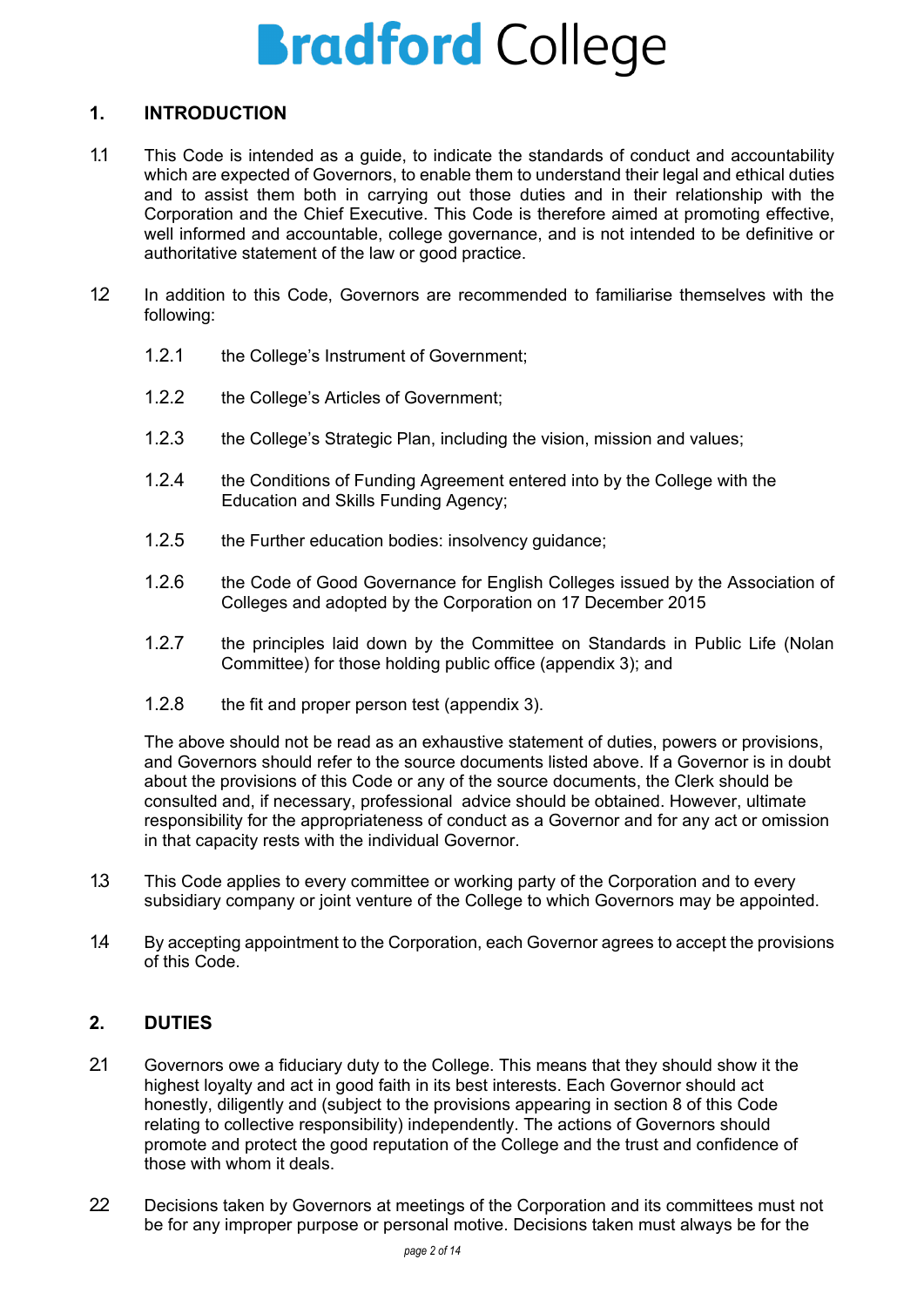## 1. INTRODUCTION

1.1 This Code is intended as a guide, to indicate the standards of conduct and accountability which are expected of Governors, to enable them to understand their legal and ethical duties and to assist them both in carrying out those duties and in their relationship with the Corporation and the Chief Executive. This Code is therefore aimed at promoting effective, well informed and accountable, college governance, and is not intended to be definitive or authoritative statement of the law or good practice.

1.2 In addition to this Code, Governors are recommended to familiarise themselves with the following:

1.2.1 the College's Instrument of Government;

1.2.2 the College's Articles of Government;

1.2.3 the College's Strategic Plan, including the vision, mission and values;

1.2.4 the Conditions of Funding Agreement entered into by the College with the Education and Skills Funding Agency;

1.2.5 the Further education bodies: insolvency guidance;

1.2.6 the Code of Good Governance for English Colleges issued by the Association of Colleges and adopted by the Corporation on 17 December 2015

1.2.7 the principles laid down by the Committee on Standards in Public Life (Nolan Committee) for those holding public office (appendix 3); and

1.2.8 the fit and proper person test (appendix 3).

The above should not be read as an exhaustive statement of duties, powers or provisions, and Governors should refer to the source documents listed above. If a Governor is in doubt about the provisions of this Code or any of the source documents, the Clerk should be consulted and, if necessary, professional advice should be obtained. However, ultimate responsibility for the appropriateness of conduct as a Governor and for any act or omission in that capacity rests with the individual Governor.

1.3 This Code applies to every committee or working party of the Corporation and to every subsidiary company or joint venture of the College to which Governors may be appointed.

1.4 By accepting appointment to the Corporation, each Governor agrees to accept the provisions of this Code.

## 2. DUTIES

2.1 Governors owe a fiduciary duty to the College. This means that they should show it the highest loyalty and act in good faith in its best interests. Each Governor should act honestly, diligently and (subject to the provisions appearing in section 8 of this Code relating to collective responsibility) independently. The actions of Governors should promote and protect the good reputation of the College and the trust and confidence of those with whom it deals.

2.2 Decisions taken by Governors at meetings of the Corporation and its committees must not be for any improper purpose or personal motive. Decisions taken must always be for the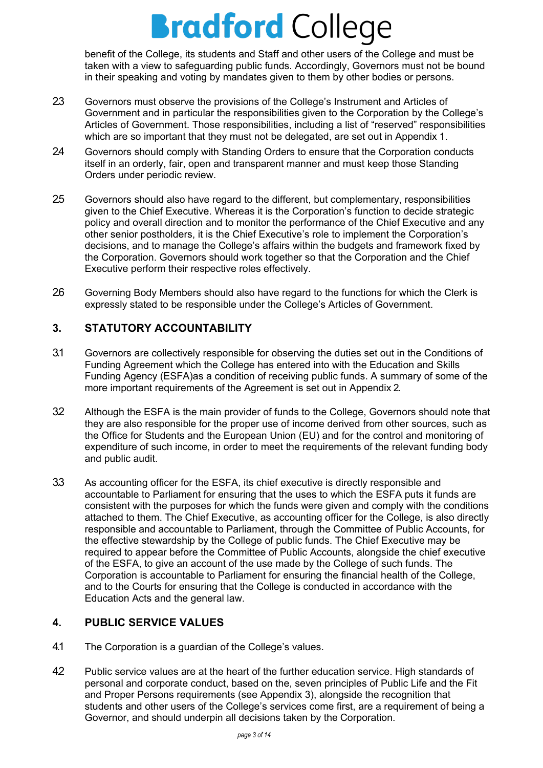benefit of the College, its students and Staff and other users of the College and must be taken with a view to safeguarding public funds. Accordingly, Governors must not be bound in their speaking and voting by mandates given to them by other bodies or persons.

2.3 Governors must observe the provisions of the College's Instrument and Articles of Government and in particular the responsibilities given to the Corporation by the College's Articles of Government. Those responsibilities, including a list of "reserved" responsibilities which are so important that they must not be delegated, are set out in Appendix 1.

2.4 Governors should comply with Standing Orders to ensure that the Corporation conducts itself in an orderly, fair, open and transparent manner and must keep those Standing Orders under periodic review.

2.5 Governors should also have regard to the different, but complementary, responsibilities given to the Chief Executive. Whereas it is the Corporation's function to decide strategic policy and overall direction and to monitor the performance of the Chief Executive and any other senior postholders, it is the Chief Executive's role to implement the Corporation's decisions, and to manage the College's affairs within the budgets and framework fixed by the Corporation. Governors should work together so that the Corporation and the Chief Executive perform their respective roles effectively.

2.6 Governing Body Members should also have regard to the functions for which the Clerk is expressly stated to be responsible under the College's Articles of Government.

## 3. STATUTORY ACCOUNTABILITY

3.1 Governors are collectively responsible for observing the duties set out in the Conditions of Funding Agreement which the College has entered into with the Education and Skills Funding Agency (ESFA)as a condition of receiving public funds. A summary of some of the more important requirements of the Agreement is set out in Appendix 2.

3.2 Although the ESFA is the main provider of funds to the College, Governors should note that they are also responsible for the proper use of income derived from other sources, such as the Office for Students and the European Union (EU) and for the control and monitoring of expenditure of such income, in order to meet the requirements of the relevant funding body and public audit.

3.3 As accounting officer for the ESFA, its chief executive is directly responsible and accountable to Parliament for ensuring that the uses to which the ESFA puts it funds are consistent with the purposes for which the funds were given and comply with the conditions attached to them. The Chief Executive, as accounting officer for the College, is also directly responsible and accountable to Parliament, through the Committee of Public Accounts, for the effective stewardship by the College of public funds. The Chief Executive may be required to appear before the Committee of Public Accounts, alongside the chief executive of the ESFA, to give an account of the use made by the College of such funds. The Corporation is accountable to Parliament for ensuring the financial health of the College, and to the Courts for ensuring that the College is conducted in accordance with the Education Acts and the general law.

## 4. PUBLIC SERVICE VALUES

4.1 The Corporation is a guardian of the College's values.

4.2 Public service values are at the heart of the further education service. High standards of personal and corporate conduct, based on the, seven principles of Public Life and the Fit and Proper Persons requirements (see Appendix 3), alongside the recognition that students and other users of the College's services come first, are a requirement of being a Governor, and should underpin all decisions taken by the Corporation.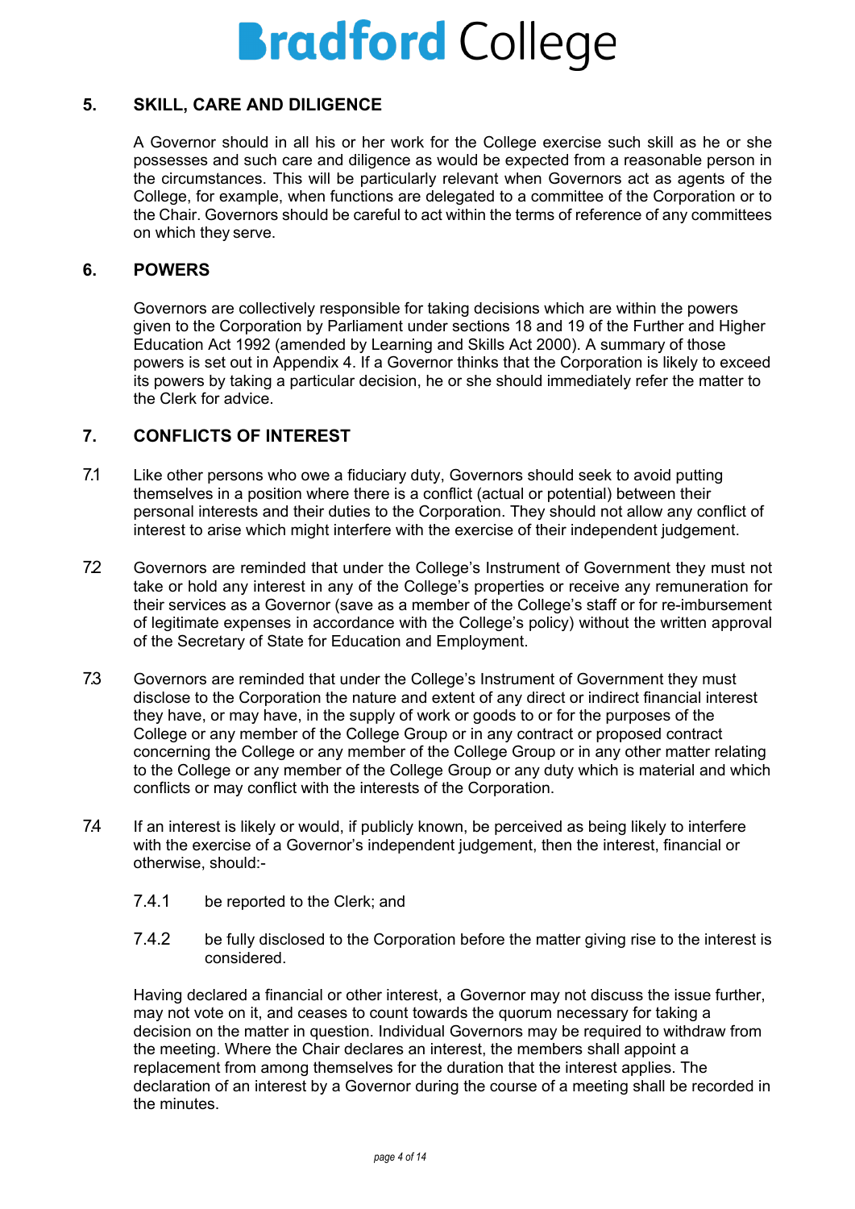## 5. SKILL, CARE AND DILIGENCE

A Governor should in all his or her work for the College exercise such skill as he or she possesses and such care and diligence as would be expected from a reasonable person in the circumstances. This will be particularly relevant when Governors act as agents of the College, for example, when functions are delegated to a committee of the Corporation or to the Chair. Governors should be careful to act within the terms of reference of any committees on which they serve.

## 6. POWERS

Governors are collectively responsible for taking decisions which are within the powers given to the Corporation by Parliament under sections 18 and 19 of the Further and Higher Education Act 1992 (amended by Learning and Skills Act 2000). A summary of those powers is set out in Appendix 4. If a Governor thinks that the Corporation is likely to exceed its powers by taking a particular decision, he or she should immediately refer the matter to the Clerk for advice.

## 7. CONFLICTS OF INTEREST

7.1 Like other persons who owe a fiduciary duty, Governors should seek to avoid putting themselves in a position where there is a conflict (actual or potential) between their personal interests and their duties to the Corporation. They should not allow any conflict of interest to arise which might interfere with the exercise of their independent judgement.

7.2 Governors are reminded that under the College's Instrument of Government they must not take or hold any interest in any of the College's properties or receive any remuneration for their services as a Governor (save as a member of the College's staff or for re-imbursement of legitimate expenses in accordance with the College's policy) without the written approval of the Secretary of State for Education and Employment.

7.3 Governors are reminded that under the College's Instrument of Government they must disclose to the Corporation the nature and extent of any direct or indirect financial interest they have, or may have, in the supply of work or goods to or for the purposes of the College or any member of the College Group or in any contract or proposed contract concerning the College or any member of the College Group or in any other matter relating to the College or any member of the College Group or any duty which is material and which conflicts or may conflict with the interests of the Corporation.

7.4 If an interest is likely or would, if publicly known, be perceived as being likely to interfere with the exercise of a Governor's independent judgement, then the interest, financial or otherwise, should:-

7.4.1 be reported to the Clerk; and

7.4.2 be fully disclosed to the Corporation before the matter giving rise to the interest is considered.

Having declared a financial or other interest, a Governor may not discuss the issue further, may not vote on it, and ceases to count towards the quorum necessary for taking a decision on the matter in question. Individual Governors may be required to withdraw from the meeting. Where the Chair declares an interest, the members shall appoint a replacement from among themselves for the duration that the interest applies. The declaration of an interest by a Governor during the course of a meeting shall be recorded in the minutes.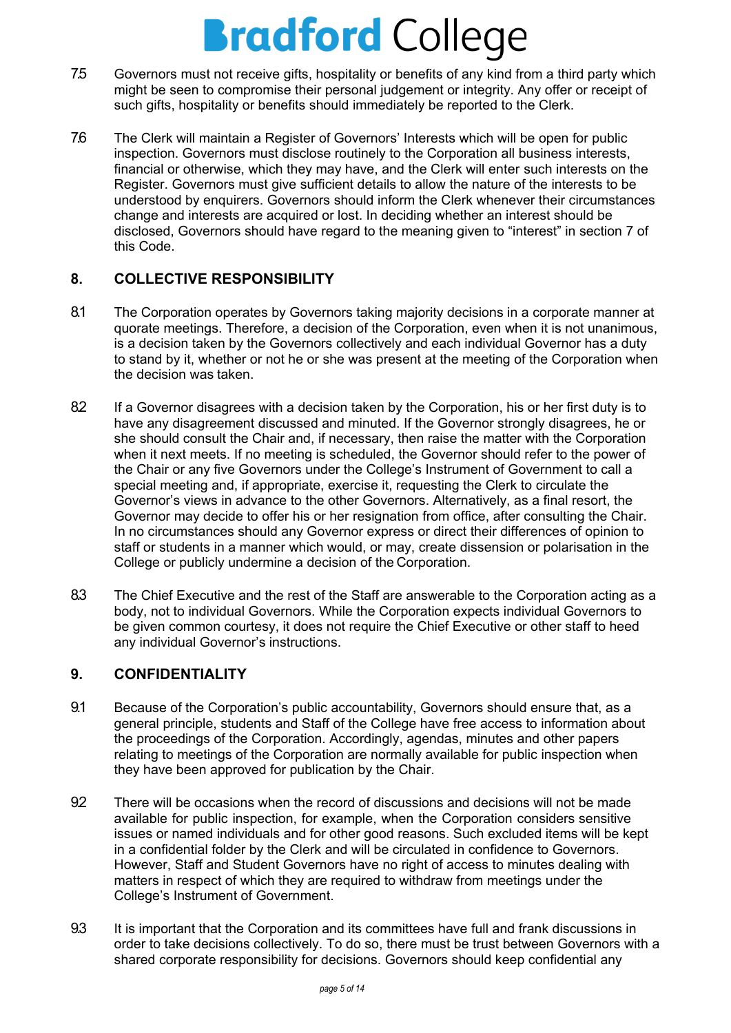7.5 Governors must not receive gifts, hospitality or benefits of any kind from a third party which might be seen to compromise their personal judgement or integrity. Any offer or receipt of such gifts, hospitality or benefits should immediately be reported to the Clerk.

7.6 The Clerk will maintain a Register of Governors' Interests which will be open for public inspection. Governors must disclose routinely to the Corporation all business interests, financial or otherwise, which they may have, and the Clerk will enter such interests on the Register. Governors must give sufficient details to allow the nature of the interests to be understood by enquirers. Governors should inform the Clerk whenever their circumstances change and interests are acquired or lost. In deciding whether an interest should be disclosed, Governors should have regard to the meaning given to "interest" in section 7 of this Code.

## 8. COLLECTIVE RESPONSIBILITY

8.1 The Corporation operates by Governors taking majority decisions in a corporate manner at quorate meetings. Therefore, a decision of the Corporation, even when it is not unanimous, is a decision taken by the Governors collectively and each individual Governor has a duty to stand by it, whether or not he or she was present at the meeting of the Corporation when the decision was taken.

8.2 If a Governor disagrees with a decision taken by the Corporation, his or her first duty is to have any disagreement discussed and minuted. If the Governor strongly disagrees, he or she should consult the Chair and, if necessary, then raise the matter with the Corporation when it next meets. If no meeting is scheduled, the Governor should refer to the power of the Chair or any five Governors under the College's Instrument of Government to call a special meeting and, if appropriate, exercise it, requesting the Clerk to circulate the Governor's views in advance to the other Governors. Alternatively, as a final resort, the Governor may decide to offer his or her resignation from office, after consulting the Chair. In no circumstances should any Governor express or direct their differences of opinion to staff or students in a manner which would, or may, create dissension or polarisation in the College or publicly undermine a decision of the Corporation.

8.3 The Chief Executive and the rest of the Staff are answerable to the Corporation acting as a body, not to individual Governors. While the Corporation expects individual Governors to be given common courtesy, it does not require the Chief Executive or other staff to heed any individual Governor's instructions.

## 9. CONFIDENTIALITY

9.1 Because of the Corporation's public accountability, Governors should ensure that, as a general principle, students and Staff of the College have free access to information about the proceedings of the Corporation. Accordingly, agendas, minutes and other papers relating to meetings of the Corporation are normally available for public inspection when they have been approved for publication by the Chair.

9.2 There will be occasions when the record of discussions and decisions will not be made available for public inspection, for example, when the Corporation considers sensitive issues or named individuals and for other good reasons. Such excluded items will be kept in a confidential folder by the Clerk and will be circulated in confidence to Governors. However, Staff and Student Governors have no right of access to minutes dealing with matters in respect of which they are required to withdraw from meetings under the College's Instrument of Government.

9.3 It is important that the Corporation and its committees have full and frank discussions in order to take decisions collectively. To do so, there must be trust between Governors with a shared corporate responsibility for decisions. Governors should keep confidential any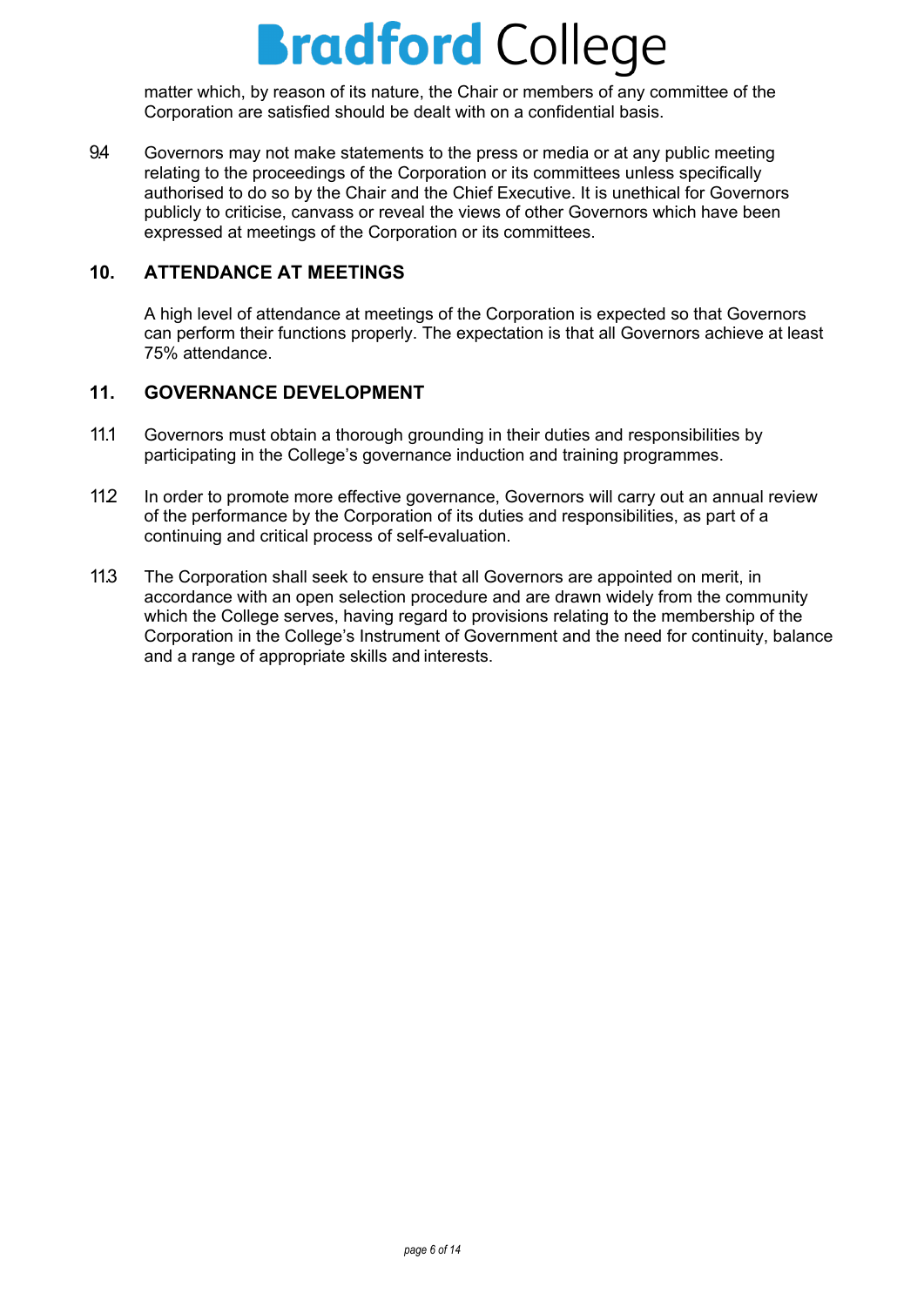matter which, by reason of its nature, the Chair or members of any committee of the Corporation are satisfied should be dealt with on a confidential basis.

9.4 Governors may not make statements to the press or media or at any public meeting relating to the proceedings of the Corporation or its committees unless specifically authorised to do so by the Chair and the Chief Executive. It is unethical for Governors publicly to criticise, canvass or reveal the views of other Governors which have been expressed at meetings of the Corporation or its committees.

## 10. ATTENDANCE AT MEETINGS

A high level of attendance at meetings of the Corporation is expected so that Governors can perform their functions properly. The expectation is that all Governors achieve at least 75% attendance.

## 11. GOVERNANCE DEVELOPMENT

11.1 Governors must obtain a thorough grounding in their duties and responsibilities by participating in the College's governance induction and training programmes.

11.2 In order to promote more effective governance, Governors will carry out an annual review of the performance by the Corporation of its duties and responsibilities, as part of a continuing and critical process of self-evaluation.

11.3 The Corporation shall seek to ensure that all Governors are appointed on merit, in accordance with an open selection procedure and are drawn widely from the community which the College serves, having regard to provisions relating to the membership of the Corporation in the College's Instrument of Government and the need for continuity, balance and a range of appropriate skills and interests.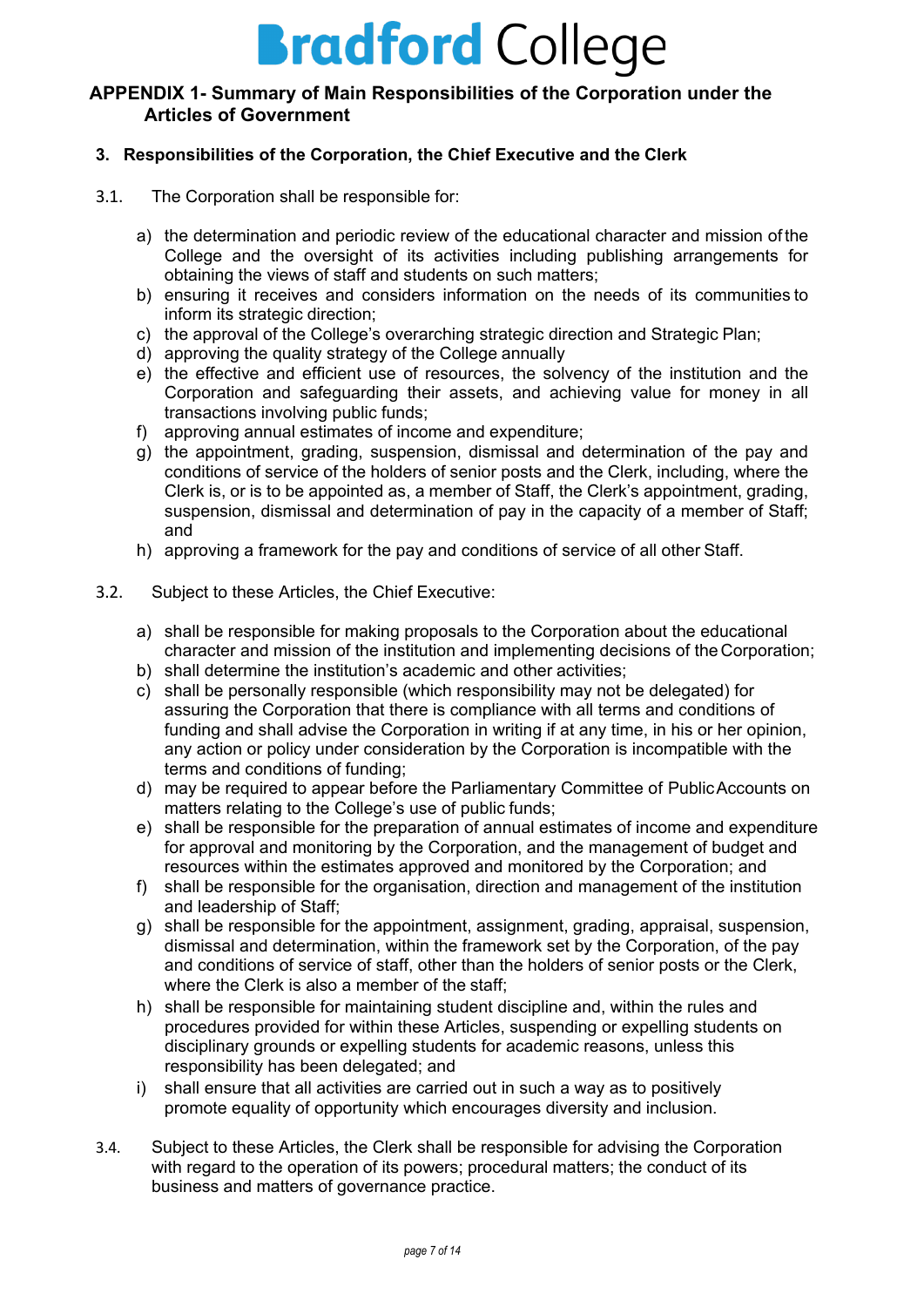# Bradford College

## APPENDIX 1- Summary of Main Responsibilities of the Corporation under the Articles of Government

### 3. Responsibilities of the Corporation, the Chief Executive and the Clerk

3.1. The Corporation shall be responsible for:

a) the determination and periodic review of the educational character and mission of the College and the oversight of its activities including publishing arrangements for obtaining the views of staff and students on such matters;
b) ensuring it receives and considers information on the needs of its communities to inform its strategic direction;
c) the approval of the College's overarching strategic direction and Strategic Plan;
d) approving the quality strategy of the College annually
e) the effective and efficient use of resources, the solvency of the institution and the Corporation and safeguarding their assets, and achieving value for money in all transactions involving public funds;
f) approving annual estimates of income and expenditure;
g) the appointment, grading, suspension, dismissal and determination of the pay and conditions of service of the holders of senior posts and the Clerk, including, where the Clerk is, or is to be appointed as, a member of Staff, the Clerk's appointment, grading, suspension, dismissal and determination of pay in the capacity of a member of Staff; and
h) approving a framework for the pay and conditions of service of all other Staff.

3.2. Subject to these Articles, the Chief Executive:

a) shall be responsible for making proposals to the Corporation about the educational character and mission of the institution and implementing decisions of the Corporation;
b) shall determine the institution's academic and other activities;
c) shall be personally responsible (which responsibility may not be delegated) for assuring the Corporation that there is compliance with all terms and conditions of funding and shall advise the Corporation in writing if at any time, in his or her opinion, any action or policy under consideration by the Corporation is incompatible with the terms and conditions of funding;
d) may be required to appear before the Parliamentary Committee of Public Accounts on matters relating to the College's use of public funds;
e) shall be responsible for the preparation of annual estimates of income and expenditure for approval and monitoring by the Corporation, and the management of budget and resources within the estimates approved and monitored by the Corporation; and
f) shall be responsible for the organisation, direction and management of the institution and leadership of Staff;
g) shall be responsible for the appointment, assignment, grading, appraisal, suspension, dismissal and determination, within the framework set by the Corporation, of the pay and conditions of service of staff, other than the holders of senior posts or the Clerk, where the Clerk is also a member of the staff;
h) shall be responsible for maintaining student discipline and, within the rules and procedures provided for within these Articles, suspending or expelling students on disciplinary grounds or expelling students for academic reasons, unless this responsibility has been delegated; and
i) shall ensure that all activities are carried out in such a way as to positively promote equality of opportunity which encourages diversity and inclusion.

3.4. Subject to these Articles, the Clerk shall be responsible for advising the Corporation with regard to the operation of its powers; procedural matters; the conduct of its business and matters of governance practice.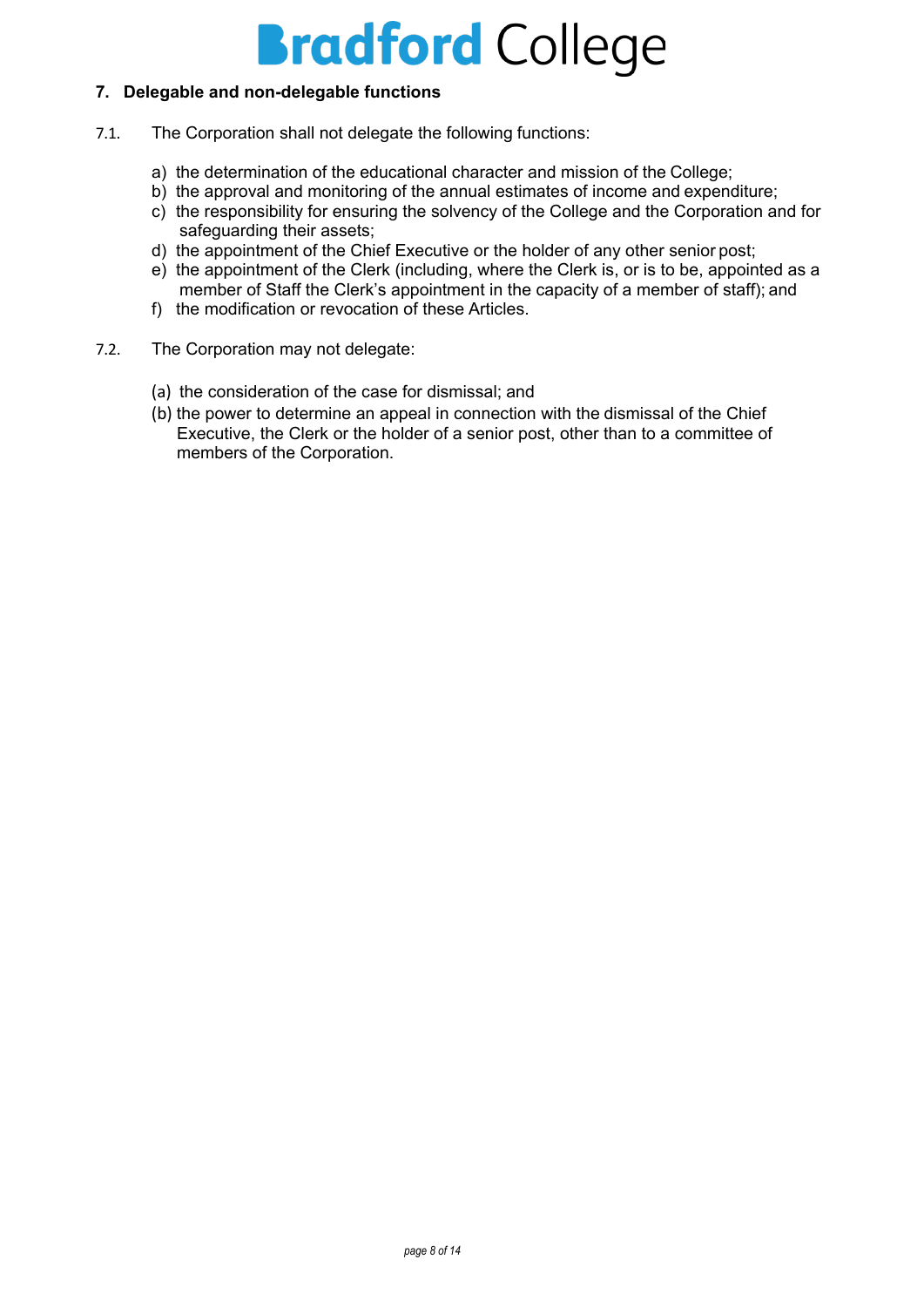## 7. Delegable and non-delegable functions

7.1. The Corporation shall not delegate the following functions:

a) the determination of the educational character and mission of the College;
b) the approval and monitoring of the annual estimates of income and expenditure;
c) the responsibility for ensuring the solvency of the College and the Corporation and for safeguarding their assets;
d) the appointment of the Chief Executive or the holder of any other senior post;
e) the appointment of the Clerk (including, where the Clerk is, or is to be, appointed as a member of Staff the Clerk's appointment in the capacity of a member of staff); and
f) the modification or revocation of these Articles.

7.2. The Corporation may not delegate:

(a) the consideration of the case for dismissal; and
(b) the power to determine an appeal in connection with the dismissal of the Chief Executive, the Clerk or the holder of a senior post, other than to a committee of members of the Corporation.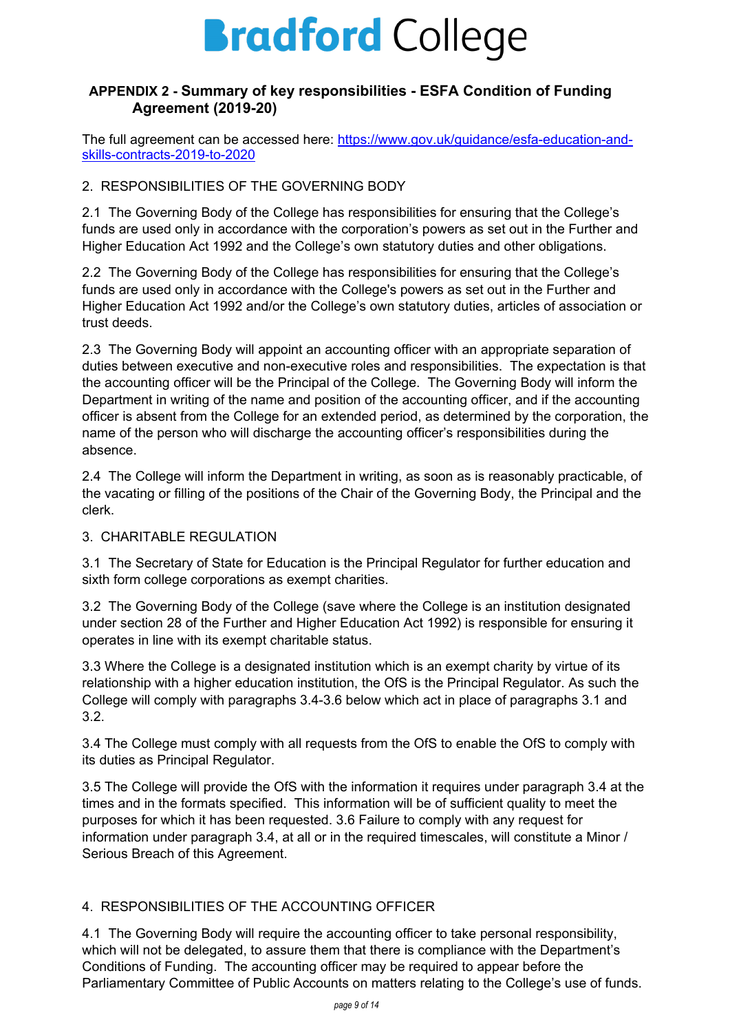## APPENDIX 2 - Summary of key responsibilities - ESFA Condition of Funding Agreement (2019-20)

The full agreement can be accessed here: [https://www.gov.uk/guidance/esfa-education-and-skills-contracts-2019-to-2020](https://www.gov.uk/guidance/esfa-education-and-skills-contracts-2019-to-2020)

2. RESPONSIBILITIES OF THE GOVERNING BODY

2.1 The Governing Body of the College has responsibilities for ensuring that the College's funds are used only in accordance with the corporation's powers as set out in the Further and Higher Education Act 1992 and the College's own statutory duties and other obligations.

2.2 The Governing Body of the College has responsibilities for ensuring that the College's funds are used only in accordance with the College's powers as set out in the Further and Higher Education Act 1992 and/or the College's own statutory duties, articles of association or trust deeds.

2.3 The Governing Body will appoint an accounting officer with an appropriate separation of duties between executive and non-executive roles and responsibilities. The expectation is that the accounting officer will be the Principal of the College. The Governing Body will inform the Department in writing of the name and position of the accounting officer, and if the accounting officer is absent from the College for an extended period, as determined by the corporation, the name of the person who will discharge the accounting officer's responsibilities during the absence.

2.4 The College will inform the Department in writing, as soon as is reasonably practicable, of the vacating or filling of the positions of the Chair of the Governing Body, the Principal and the clerk.

3. CHARITABLE REGULATION

3.1 The Secretary of State for Education is the Principal Regulator for further education and sixth form college corporations as exempt charities.

3.2 The Governing Body of the College (save where the College is an institution designated under section 28 of the Further and Higher Education Act 1992) is responsible for ensuring it operates in line with its exempt charitable status.

3.3 Where the College is a designated institution which is an exempt charity by virtue of its relationship with a higher education institution, the OfS is the Principal Regulator. As such the College will comply with paragraphs 3.4-3.6 below which act in place of paragraphs 3.1 and 3.2.

3.4 The College must comply with all requests from the OfS to enable the OfS to comply with its duties as Principal Regulator.

3.5 The College will provide the OfS with the information it requires under paragraph 3.4 at the times and in the formats specified. This information will be of sufficient quality to meet the purposes for which it has been requested. 3.6 Failure to comply with any request for information under paragraph 3.4, at all or in the required timescales, will constitute a Minor / Serious Breach of this Agreement.

4. RESPONSIBILITIES OF THE ACCOUNTING OFFICER

4.1 The Governing Body will require the accounting officer to take personal responsibility, which will not be delegated, to assure them that there is compliance with the Department's Conditions of Funding. The accounting officer may be required to appear before the Parliamentary Committee of Public Accounts on matters relating to the College's use of funds.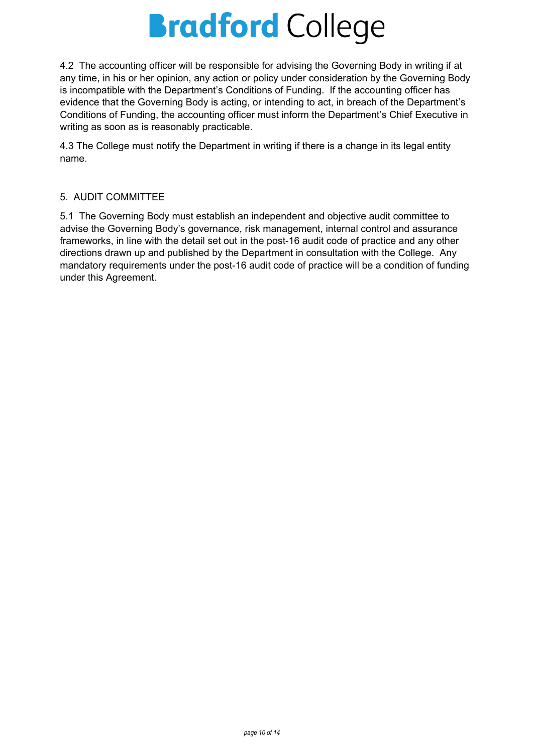4.2 The accounting officer will be responsible for advising the Governing Body in writing if at any time, in his or her opinion, any action or policy under consideration by the Governing Body is incompatible with the Department's Conditions of Funding. If the accounting officer has evidence that the Governing Body is acting, or intending to act, in breach of the Department's Conditions of Funding, the accounting officer must inform the Department's Chief Executive in writing as soon as is reasonably practicable.

4.3 The College must notify the Department in writing if there is a change in its legal entity name.

## 5. AUDIT COMMITTEE

5.1 The Governing Body must establish an independent and objective audit committee to advise the Governing Body's governance, risk management, internal control and assurance frameworks, in line with the detail set out in the post-16 audit code of practice and any other directions drawn up and published by the Department in consultation with the College. Any mandatory requirements under the post-16 audit code of practice will be a condition of funding under this Agreement.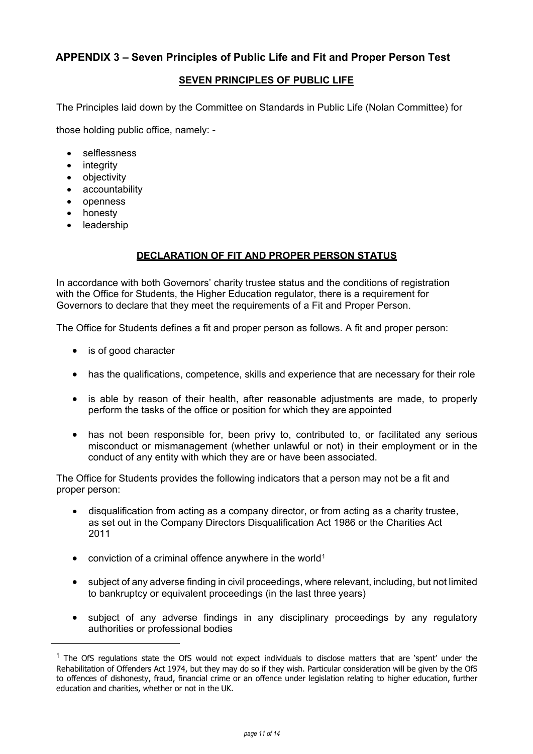## APPENDIX 3 – Seven Principles of Public Life and Fit and Proper Person Test

### SEVEN PRINCIPLES OF PUBLIC LIFE

The Principles laid down by the Committee on Standards in Public Life (Nolan Committee) for those holding public office, namely: -

- selflessness
- integrity
- objectivity
- accountability
- openness
- honesty
- leadership

### DECLARATION OF FIT AND PROPER PERSON STATUS

In accordance with both Governors' charity trustee status and the conditions of registration with the Office for Students, the Higher Education regulator, there is a requirement for Governors to declare that they meet the requirements of a Fit and Proper Person.

The Office for Students defines a fit and proper person as follows. A fit and proper person:

- is of good character
- has the qualifications, competence, skills and experience that are necessary for their role
- is able by reason of their health, after reasonable adjustments are made, to properly perform the tasks of the office or position for which they are appointed
- has not been responsible for, been privy to, contributed to, or facilitated any serious misconduct or mismanagement (whether unlawful or not) in their employment or in the conduct of any entity with which they are or have been associated.

The Office for Students provides the following indicators that a person may not be a fit and proper person:

- disqualification from acting as a company director, or from acting as a charity trustee, as set out in the Company Directors Disqualification Act 1986 or the Charities Act 2011
- conviction of a criminal offence anywhere in the world[1]
- subject of any adverse finding in civil proceedings, where relevant, including, but not limited to bankruptcy or equivalent proceedings (in the last three years)
- subject of any adverse findings in any disciplinary proceedings by any regulatory authorities or professional bodies

[1] The OfS regulations state the OfS would not expect individuals to disclose matters that are 'spent' under the Rehabilitation of Offenders Act 1974, but they may do so if they wish. Particular consideration will be given by the OfS to offences of dishonesty, fraud, financial crime or an offence under legislation relating to higher education, further education and charities, whether or not in the UK.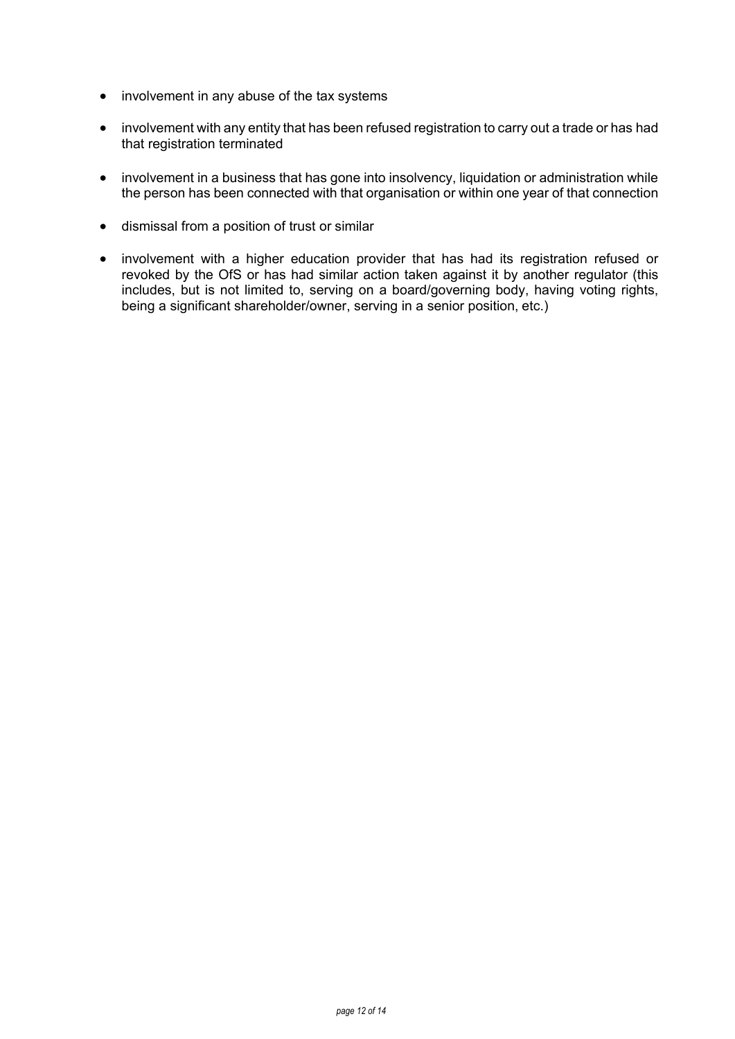- involvement in any abuse of the tax systems
- involvement with any entity that has been refused registration to carry out a trade or has had that registration terminated
- involvement in a business that has gone into insolvency, liquidation or administration while the person has been connected with that organisation or within one year of that connection
- dismissal from a position of trust or similar
- involvement with a higher education provider that has had its registration refused or revoked by the OfS or has had similar action taken against it by another regulator (this includes, but is not limited to, serving on a board/governing body, having voting rights, being a significant shareholder/owner, serving in a senior position, etc.)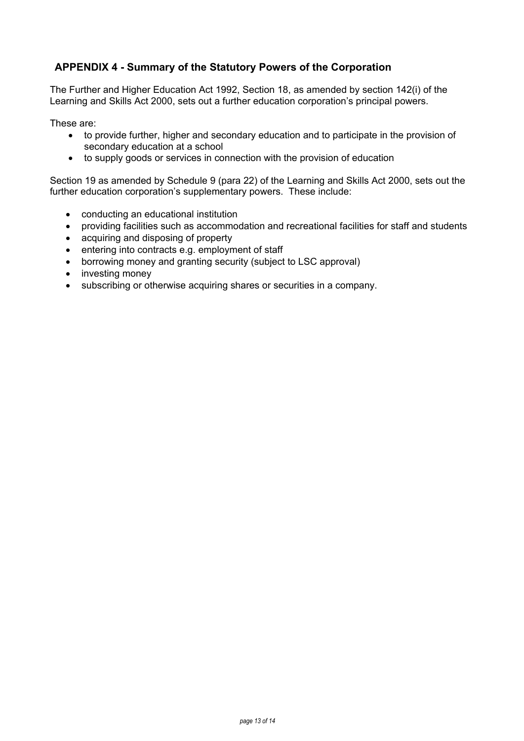## APPENDIX 4 - Summary of the Statutory Powers of the Corporation

The Further and Higher Education Act 1992, Section 18, as amended by section 142(i) of the Learning and Skills Act 2000, sets out a further education corporation's principal powers.

These are:

- to provide further, higher and secondary education and to participate in the provision of secondary education at a school
- to supply goods or services in connection with the provision of education

Section 19 as amended by Schedule 9 (para 22) of the Learning and Skills Act 2000, sets out the further education corporation's supplementary powers. These include:

- conducting an educational institution
- providing facilities such as accommodation and recreational facilities for staff and students
- acquiring and disposing of property
- entering into contracts e.g. employment of staff
- borrowing money and granting security (subject to LSC approval)
- investing money
- subscribing or otherwise acquiring shares or securities in a company.